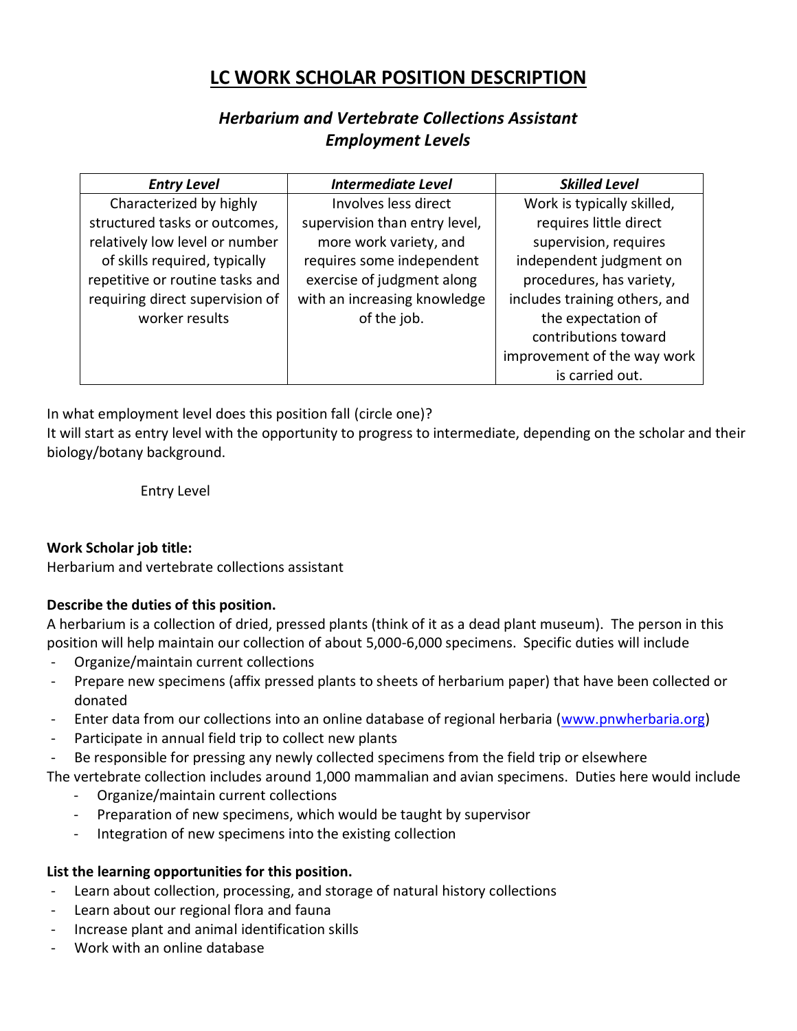# LC WORK SCHOLAR POSITION DESCRIPTION

## *Herbarium and Vertebrate Collections Assistant Employment Levels*

| *Entry Level* | *Intermediate Level* | *Skilled Level* |
| --- | --- | --- |
| Characterized by highly structured tasks or outcomes, relatively low level or number of skills required, typically repetitive or routine tasks and requiring direct supervision of worker results | Involves less direct supervision than entry level, more work variety, and requires some independent exercise of judgment along with an increasing knowledge of the job. | Work is typically skilled, requires little direct supervision, requires independent judgment on procedures, has variety, includes training others, and the expectation of contributions toward improvement of the way work is carried out. |

In what employment level does this position fall (circle one)?
It will start as entry level with the opportunity to progress to intermediate, depending on the scholar and their biology/botany background.

Entry Level

**Work Scholar job title:**
Herbarium and vertebrate collections assistant

**Describe the duties of this position.**
A herbarium is a collection of dried, pressed plants (think of it as a dead plant museum). The person in this position will help maintain our collection of about 5,000-6,000 specimens. Specific duties will include

- Organize/maintain current collections
- Prepare new specimens (affix pressed plants to sheets of herbarium paper) that have been collected or donated
- Enter data from our collections into an online database of regional herbaria (www.pnwherbaria.org)
- Participate in annual field trip to collect new plants
- Be responsible for pressing any newly collected specimens from the field trip or elsewhere

The vertebrate collection includes around 1,000 mammalian and avian specimens. Duties here would include

- Organize/maintain current collections
- Preparation of new specimens, which would be taught by supervisor
- Integration of new specimens into the existing collection

**List the learning opportunities for this position.**

- Learn about collection, processing, and storage of natural history collections
- Learn about our regional flora and fauna
- Increase plant and animal identification skills
- Work with an online database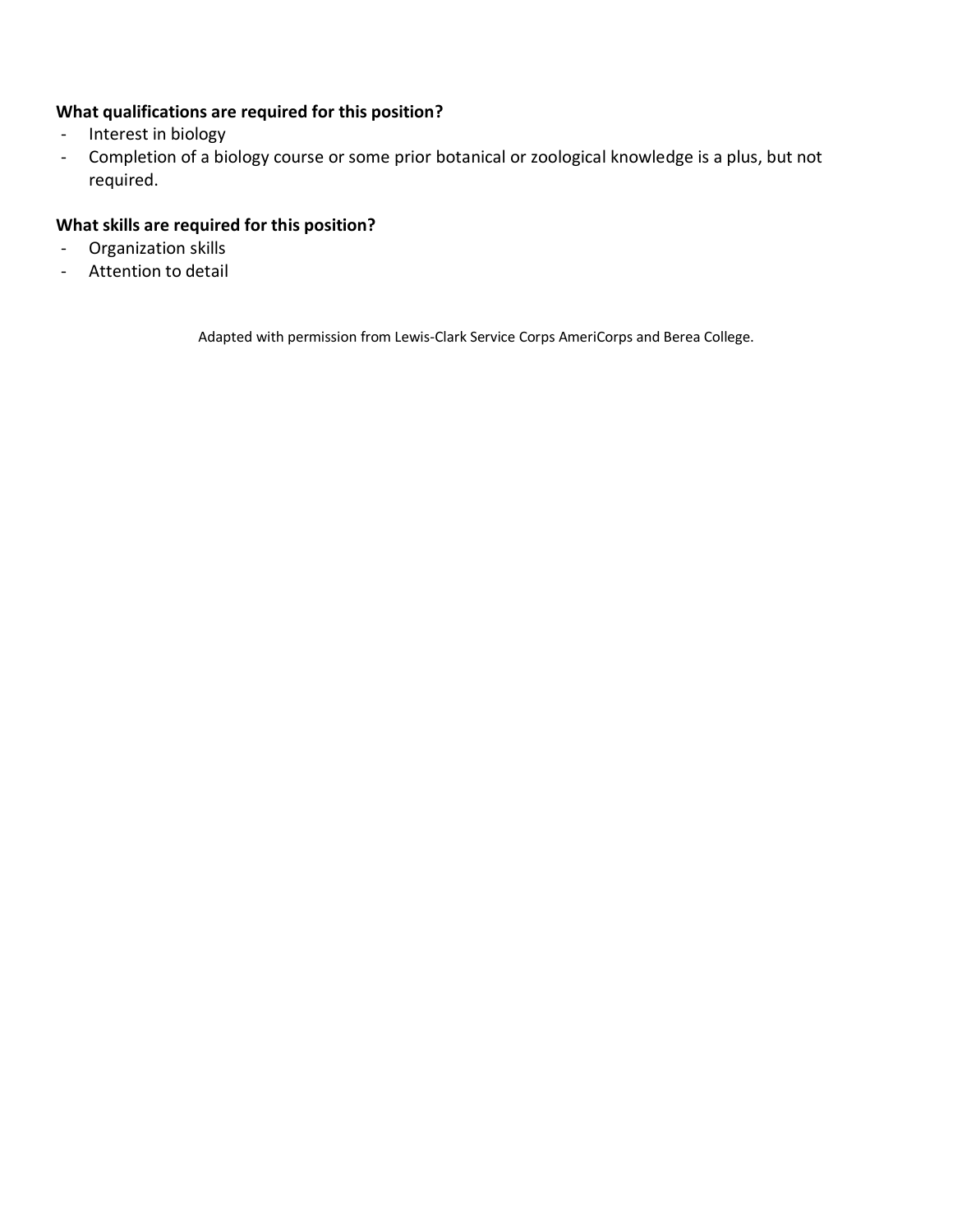**What qualifications are required for this position?**

- Interest in biology
- Completion of a biology course or some prior botanical or zoological knowledge is a plus, but not required.

**What skills are required for this position?**

- Organization skills
- Attention to detail

Adapted with permission from Lewis-Clark Service Corps AmeriCorps and Berea College.